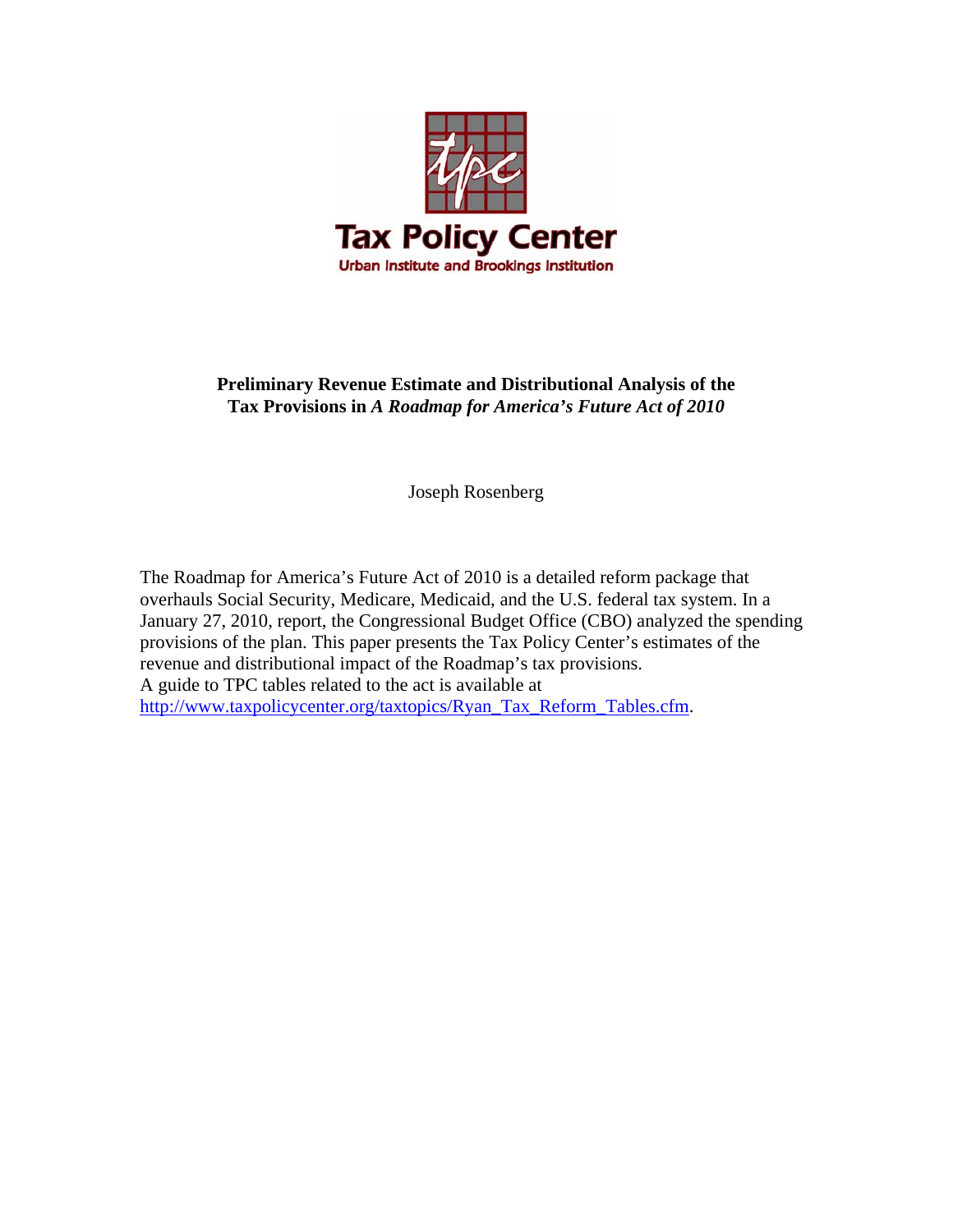Tax Policy Center

Urban Institute and Brookings Institution

**Preliminary Revenue Estimate and Distributional Analysis of the Tax Provisions in *A Roadmap for America's Future Act of 2010***

Joseph Rosenberg

The Roadmap for America's Future Act of 2010 is a detailed reform package that overhauls Social Security, Medicare, Medicaid, and the U.S. federal tax system. In a January 27, 2010, report, the Congressional Budget Office (CBO) analyzed the spending provisions of the plan. This paper presents the Tax Policy Center's estimates of the revenue and distributional impact of the Roadmap's tax provisions. A guide to TPC tables related to the act is available at http://www.taxpolicycenter.org/taxtopics/Ryan_Tax_Reform_Tables.cfm.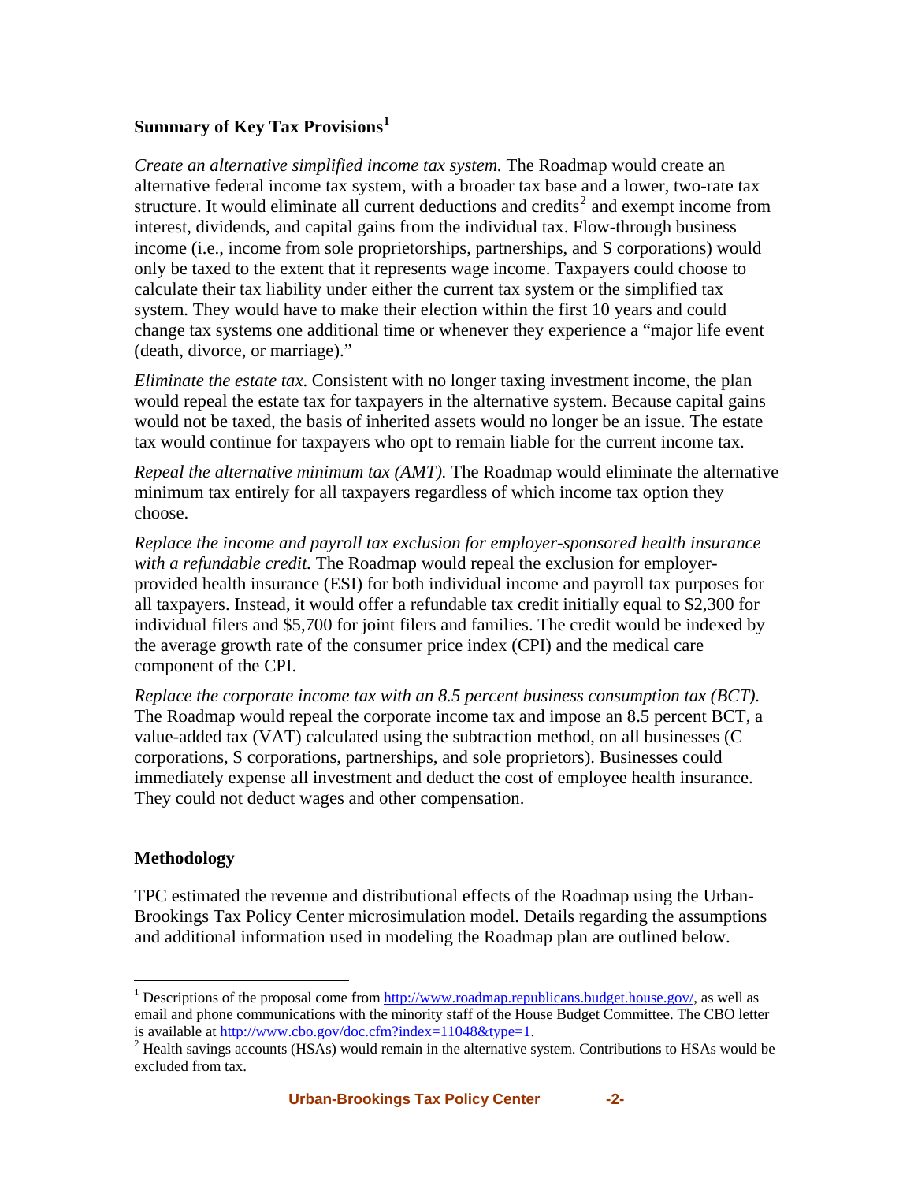## Summary of Key Tax Provisions[1]

*Create an alternative simplified income tax system.* The Roadmap would create an alternative federal income tax system, with a broader tax base and a lower, two-rate tax structure. It would eliminate all current deductions and credits[2] and exempt income from interest, dividends, and capital gains from the individual tax. Flow-through business income (i.e., income from sole proprietorships, partnerships, and S corporations) would only be taxed to the extent that it represents wage income. Taxpayers could choose to calculate their tax liability under either the current tax system or the simplified tax system. They would have to make their election within the first 10 years and could change tax systems one additional time or whenever they experience a "major life event (death, divorce, or marriage)."

*Eliminate the estate tax.* Consistent with no longer taxing investment income, the plan would repeal the estate tax for taxpayers in the alternative system. Because capital gains would not be taxed, the basis of inherited assets would no longer be an issue. The estate tax would continue for taxpayers who opt to remain liable for the current income tax.

*Repeal the alternative minimum tax (AMT).* The Roadmap would eliminate the alternative minimum tax entirely for all taxpayers regardless of which income tax option they choose.

*Replace the income and payroll tax exclusion for employer-sponsored health insurance with a refundable credit.* The Roadmap would repeal the exclusion for employer-provided health insurance (ESI) for both individual income and payroll tax purposes for all taxpayers. Instead, it would offer a refundable tax credit initially equal to $2,300 for individual filers and $5,700 for joint filers and families. The credit would be indexed by the average growth rate of the consumer price index (CPI) and the medical care component of the CPI.

*Replace the corporate income tax with an 8.5 percent business consumption tax (BCT).* The Roadmap would repeal the corporate income tax and impose an 8.5 percent BCT, a value-added tax (VAT) calculated using the subtraction method, on all businesses (C corporations, S corporations, partnerships, and sole proprietors). Businesses could immediately expense all investment and deduct the cost of employee health insurance. They could not deduct wages and other compensation.

## Methodology

TPC estimated the revenue and distributional effects of the Roadmap using the Urban-Brookings Tax Policy Center microsimulation model. Details regarding the assumptions and additional information used in modeling the Roadmap plan are outlined below.

---

[1] Descriptions of the proposal come from http://www.roadmap.republicans.budget.house.gov/, as well as email and phone communications with the minority staff of the House Budget Committee. The CBO letter is available at http://www.cbo.gov/doc.cfm?index=11048&type=1.

[2] Health savings accounts (HSAs) would remain in the alternative system. Contributions to HSAs would be excluded from tax.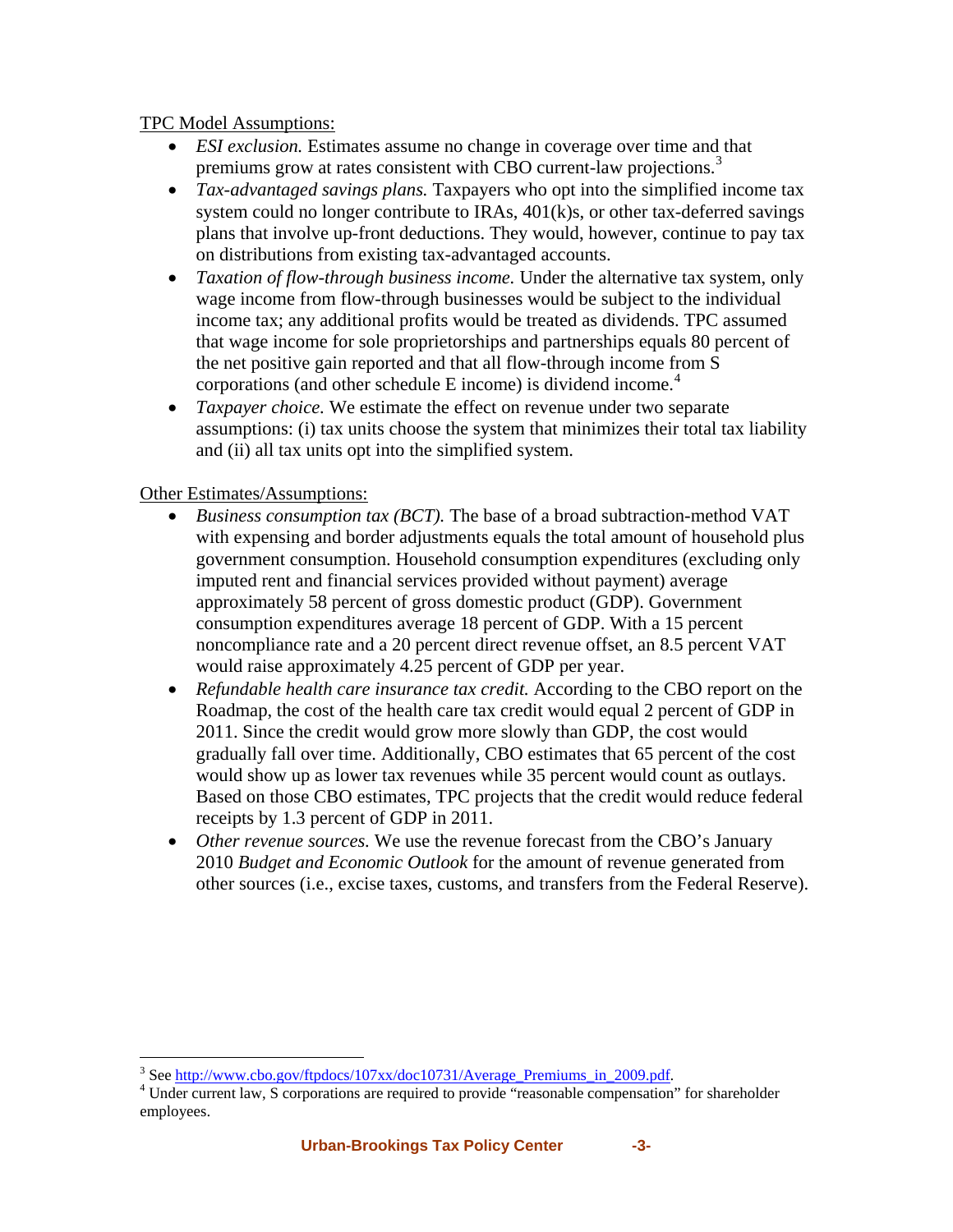<u>TPC Model Assumptions:</u>

- *ESI exclusion.* Estimates assume no change in coverage over time and that premiums grow at rates consistent with CBO current-law projections.[3]
- *Tax-advantaged savings plans.* Taxpayers who opt into the simplified income tax system could no longer contribute to IRAs, 401(k)s, or other tax-deferred savings plans that involve up-front deductions. They would, however, continue to pay tax on distributions from existing tax-advantaged accounts.
- *Taxation of flow-through business income.* Under the alternative tax system, only wage income from flow-through businesses would be subject to the individual income tax; any additional profits would be treated as dividends. TPC assumed that wage income for sole proprietorships and partnerships equals 80 percent of the net positive gain reported and that all flow-through income from S corporations (and other schedule E income) is dividend income.[4]
- *Taxpayer choice.* We estimate the effect on revenue under two separate assumptions: (i) tax units choose the system that minimizes their total tax liability and (ii) all tax units opt into the simplified system.

<u>Other Estimates/Assumptions:</u>

- *Business consumption tax (BCT).* The base of a broad subtraction-method VAT with expensing and border adjustments equals the total amount of household plus government consumption. Household consumption expenditures (excluding only imputed rent and financial services provided without payment) average approximately 58 percent of gross domestic product (GDP). Government consumption expenditures average 18 percent of GDP. With a 15 percent noncompliance rate and a 20 percent direct revenue offset, an 8.5 percent VAT would raise approximately 4.25 percent of GDP per year.
- *Refundable health care insurance tax credit.* According to the CBO report on the Roadmap, the cost of the health care tax credit would equal 2 percent of GDP in 2011. Since the credit would grow more slowly than GDP, the cost would gradually fall over time. Additionally, CBO estimates that 65 percent of the cost would show up as lower tax revenues while 35 percent would count as outlays. Based on those CBO estimates, TPC projects that the credit would reduce federal receipts by 1.3 percent of GDP in 2011.
- *Other revenue sources.* We use the revenue forecast from the CBO's January 2010 *Budget and Economic Outlook* for the amount of revenue generated from other sources (i.e., excise taxes, customs, and transfers from the Federal Reserve).

---

[3] See http://www.cbo.gov/ftpdocs/107xx/doc10731/Average_Premiums_in_2009.pdf.

[4] Under current law, S corporations are required to provide "reasonable compensation" for shareholder employees.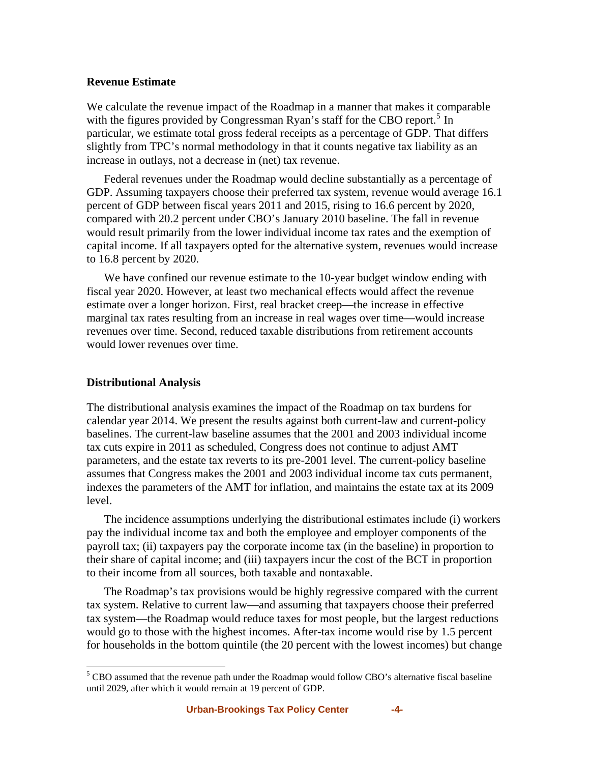## Revenue Estimate

We calculate the revenue impact of the Roadmap in a manner that makes it comparable with the figures provided by Congressman Ryan's staff for the CBO report.[5] In particular, we estimate total gross federal receipts as a percentage of GDP. That differs slightly from TPC's normal methodology in that it counts negative tax liability as an increase in outlays, not a decrease in (net) tax revenue.

Federal revenues under the Roadmap would decline substantially as a percentage of GDP. Assuming taxpayers choose their preferred tax system, revenue would average 16.1 percent of GDP between fiscal years 2011 and 2015, rising to 16.6 percent by 2020, compared with 20.2 percent under CBO's January 2010 baseline. The fall in revenue would result primarily from the lower individual income tax rates and the exemption of capital income. If all taxpayers opted for the alternative system, revenues would increase to 16.8 percent by 2020.

We have confined our revenue estimate to the 10-year budget window ending with fiscal year 2020. However, at least two mechanical effects would affect the revenue estimate over a longer horizon. First, real bracket creep—the increase in effective marginal tax rates resulting from an increase in real wages over time—would increase revenues over time. Second, reduced taxable distributions from retirement accounts would lower revenues over time.

## Distributional Analysis

The distributional analysis examines the impact of the Roadmap on tax burdens for calendar year 2014. We present the results against both current-law and current-policy baselines. The current-law baseline assumes that the 2001 and 2003 individual income tax cuts expire in 2011 as scheduled, Congress does not continue to adjust AMT parameters, and the estate tax reverts to its pre-2001 level. The current-policy baseline assumes that Congress makes the 2001 and 2003 individual income tax cuts permanent, indexes the parameters of the AMT for inflation, and maintains the estate tax at its 2009 level.

The incidence assumptions underlying the distributional estimates include (i) workers pay the individual income tax and both the employee and employer components of the payroll tax; (ii) taxpayers pay the corporate income tax (in the baseline) in proportion to their share of capital income; and (iii) taxpayers incur the cost of the BCT in proportion to their income from all sources, both taxable and nontaxable.

The Roadmap's tax provisions would be highly regressive compared with the current tax system. Relative to current law—and assuming that taxpayers choose their preferred tax system—the Roadmap would reduce taxes for most people, but the largest reductions would go to those with the highest incomes. After-tax income would rise by 1.5 percent for households in the bottom quintile (the 20 percent with the lowest incomes) but change

---

[5] CBO assumed that the revenue path under the Roadmap would follow CBO's alternative fiscal baseline until 2029, after which it would remain at 19 percent of GDP.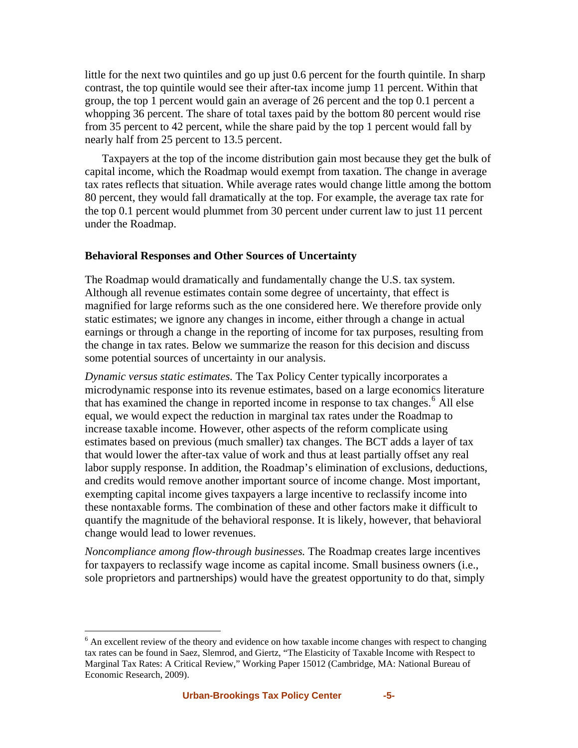little for the next two quintiles and go up just 0.6 percent for the fourth quintile. In sharp contrast, the top quintile would see their after-tax income jump 11 percent. Within that group, the top 1 percent would gain an average of 26 percent and the top 0.1 percent a whopping 36 percent. The share of total taxes paid by the bottom 80 percent would rise from 35 percent to 42 percent, while the share paid by the top 1 percent would fall by nearly half from 25 percent to 13.5 percent.

Taxpayers at the top of the income distribution gain most because they get the bulk of capital income, which the Roadmap would exempt from taxation. The change in average tax rates reflects that situation. While average rates would change little among the bottom 80 percent, they would fall dramatically at the top. For example, the average tax rate for the top 0.1 percent would plummet from 30 percent under current law to just 11 percent under the Roadmap.

**Behavioral Responses and Other Sources of Uncertainty**

The Roadmap would dramatically and fundamentally change the U.S. tax system. Although all revenue estimates contain some degree of uncertainty, that effect is magnified for large reforms such as the one considered here. We therefore provide only static estimates; we ignore any changes in income, either through a change in actual earnings or through a change in the reporting of income for tax purposes, resulting from the change in tax rates. Below we summarize the reason for this decision and discuss some potential sources of uncertainty in our analysis.

*Dynamic versus static estimates.* The Tax Policy Center typically incorporates a microdynamic response into its revenue estimates, based on a large economics literature that has examined the change in reported income in response to tax changes.[6] All else equal, we would expect the reduction in marginal tax rates under the Roadmap to increase taxable income. However, other aspects of the reform complicate using estimates based on previous (much smaller) tax changes. The BCT adds a layer of tax that would lower the after-tax value of work and thus at least partially offset any real labor supply response. In addition, the Roadmap's elimination of exclusions, deductions, and credits would remove another important source of income change. Most important, exempting capital income gives taxpayers a large incentive to reclassify income into these nontaxable forms. The combination of these and other factors make it difficult to quantify the magnitude of the behavioral response. It is likely, however, that behavioral change would lead to lower revenues.

*Noncompliance among flow-through businesses.* The Roadmap creates large incentives for taxpayers to reclassify wage income as capital income. Small business owners (i.e., sole proprietors and partnerships) would have the greatest opportunity to do that, simply

[6] An excellent review of the theory and evidence on how taxable income changes with respect to changing tax rates can be found in Saez, Slemrod, and Giertz, "The Elasticity of Taxable Income with Respect to Marginal Tax Rates: A Critical Review," Working Paper 15012 (Cambridge, MA: National Bureau of Economic Research, 2009).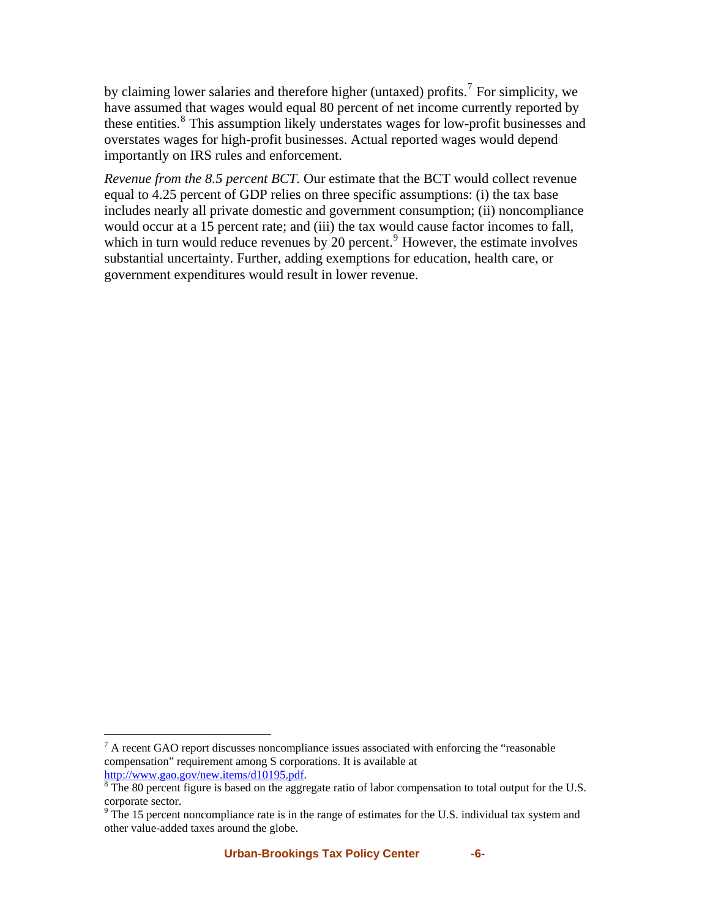by claiming lower salaries and therefore higher (untaxed) profits.[7] For simplicity, we have assumed that wages would equal 80 percent of net income currently reported by these entities.[8] This assumption likely understates wages for low-profit businesses and overstates wages for high-profit businesses. Actual reported wages would depend importantly on IRS rules and enforcement.

*Revenue from the 8.5 percent BCT.* Our estimate that the BCT would collect revenue equal to 4.25 percent of GDP relies on three specific assumptions: (i) the tax base includes nearly all private domestic and government consumption; (ii) noncompliance would occur at a 15 percent rate; and (iii) the tax would cause factor incomes to fall, which in turn would reduce revenues by 20 percent.[9] However, the estimate involves substantial uncertainty. Further, adding exemptions for education, health care, or government expenditures would result in lower revenue.

---

[7] A recent GAO report discusses noncompliance issues associated with enforcing the "reasonable compensation" requirement among S corporations. It is available at http://www.gao.gov/new.items/d10195.pdf.

[8] The 80 percent figure is based on the aggregate ratio of labor compensation to total output for the U.S. corporate sector.

[9] The 15 percent noncompliance rate is in the range of estimates for the U.S. individual tax system and other value-added taxes around the globe.